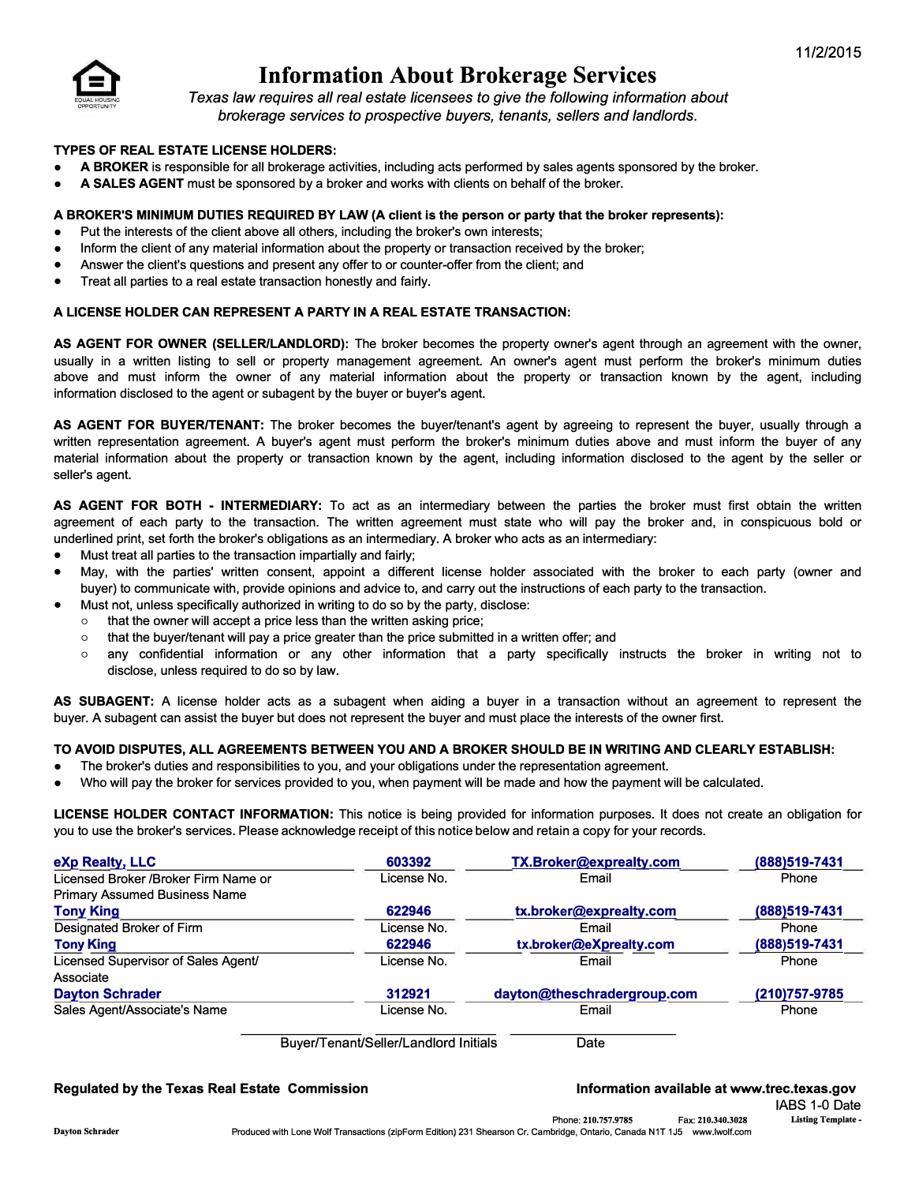11/2/2015

# Information About Brokerage Services

*Texas law requires all real estate licensees to give the following information about brokerage services to prospective buyers, tenants, sellers and landlords.*

**TYPES OF REAL ESTATE LICENSE HOLDERS:**

- **A BROKER** is responsible for all brokerage activities, including acts performed by sales agents sponsored by the broker.
- **A SALES AGENT** must be sponsored by a broker and works with clients on behalf of the broker.

**A BROKER'S MINIMUM DUTIES REQUIRED BY LAW (A client is the person or party that the broker represents):**

- Put the interests of the client above all others, including the broker's own interests;
- Inform the client of any material information about the property or transaction received by the broker;
- Answer the client's questions and present any offer to or counter-offer from the client; and
- Treat all parties to a real estate transaction honestly and fairly.

**A LICENSE HOLDER CAN REPRESENT A PARTY IN A REAL ESTATE TRANSACTION:**

**AS AGENT FOR OWNER (SELLER/LANDLORD):** The broker becomes the property owner's agent through an agreement with the owner, usually in a written listing to sell or property management agreement. An owner's agent must perform the broker's minimum duties above and must inform the owner of any material information about the property or transaction known by the agent, including information disclosed to the agent or subagent by the buyer or buyer's agent.

**AS AGENT FOR BUYER/TENANT:** The broker becomes the buyer/tenant's agent by agreeing to represent the buyer, usually through a written representation agreement. A buyer's agent must perform the broker's minimum duties above and must inform the buyer of any material information about the property or transaction known by the agent, including information disclosed to the agent by the seller or seller's agent.

**AS AGENT FOR BOTH - INTERMEDIARY:** To act as an intermediary between the parties the broker must first obtain the written agreement of each party to the transaction. The written agreement must state who will pay the broker and, in conspicuous bold or underlined print, set forth the broker's obligations as an intermediary. A broker who acts as an intermediary:

- Must treat all parties to the transaction impartially and fairly;
- May, with the parties' written consent, appoint a different license holder associated with the broker to each party (owner and buyer) to communicate with, provide opinions and advice to, and carry out the instructions of each party to the transaction.
- Must not, unless specifically authorized in writing to do so by the party, disclose:
  - that the owner will accept a price less than the written asking price;
  - that the buyer/tenant will pay a price greater than the price submitted in a written offer; and
  - any confidential information or any other information that a party specifically instructs the broker in writing not to disclose, unless required to do so by law.

**AS SUBAGENT:** A license holder acts as a subagent when aiding a buyer in a transaction without an agreement to represent the buyer. A subagent can assist the buyer but does not represent the buyer and must place the interests of the owner first.

**TO AVOID DISPUTES, ALL AGREEMENTS BETWEEN YOU AND A BROKER SHOULD BE IN WRITING AND CLEARLY ESTABLISH:**

- The broker's duties and responsibilities to you, and your obligations under the representation agreement.
- Who will pay the broker for services provided to you, when payment will be made and how the payment will be calculated.

**LICENSE HOLDER CONTACT INFORMATION:** This notice is being provided for information purposes. It does not create an obligation for you to use the broker's services. Please acknowledge receipt of this notice below and retain a copy for your records.

| Name | License No. | Email | Phone |
|---|---|---|---|
| **eXp Realty, LLC** | **603392** | **TX.Broker@exprealty.com** | **(888)519-7431** |
| Licensed Broker /Broker Firm Name or Primary Assumed Business Name | License No. | Email | Phone |
| **Tony King** | **622946** | **tx.broker@exprealty.com** | **(888)519-7431** |
| Designated Broker of Firm | License No. | Email | Phone |
| **Tony King** | **622946** | **tx.broker@eXprealty.com** | **(888)519-7431** |
| Licensed Supervisor of Sales Agent/ Associate | License No. | Email | Phone |
| **Dayton Schrader** | **312921** | **dayton@theschradergroup.com** | **(210)757-9785** |
| Sales Agent/Associate's Name | License No. | Email | Phone |

\_\_\_\_\_\_\_\_\_\_\_\_ \_\_\_\_\_\_\_\_\_\_\_\_ Buyer/Tenant/Seller/Landlord Initials \_\_\_\_\_\_\_\_\_\_\_\_ Date

**Regulated by the Texas Real Estate Commission** **Information available at www.trec.texas.gov**

IABS 1-0 Date

Phone: 210.757.9785 Fax: 210.340.3028 Listing Template -

Dayton Schrader Produced with Lone Wolf Transactions (zipForm Edition) 231 Shearson Cr. Cambridge, Ontario, Canada N1T 1J5 www.lwolf.com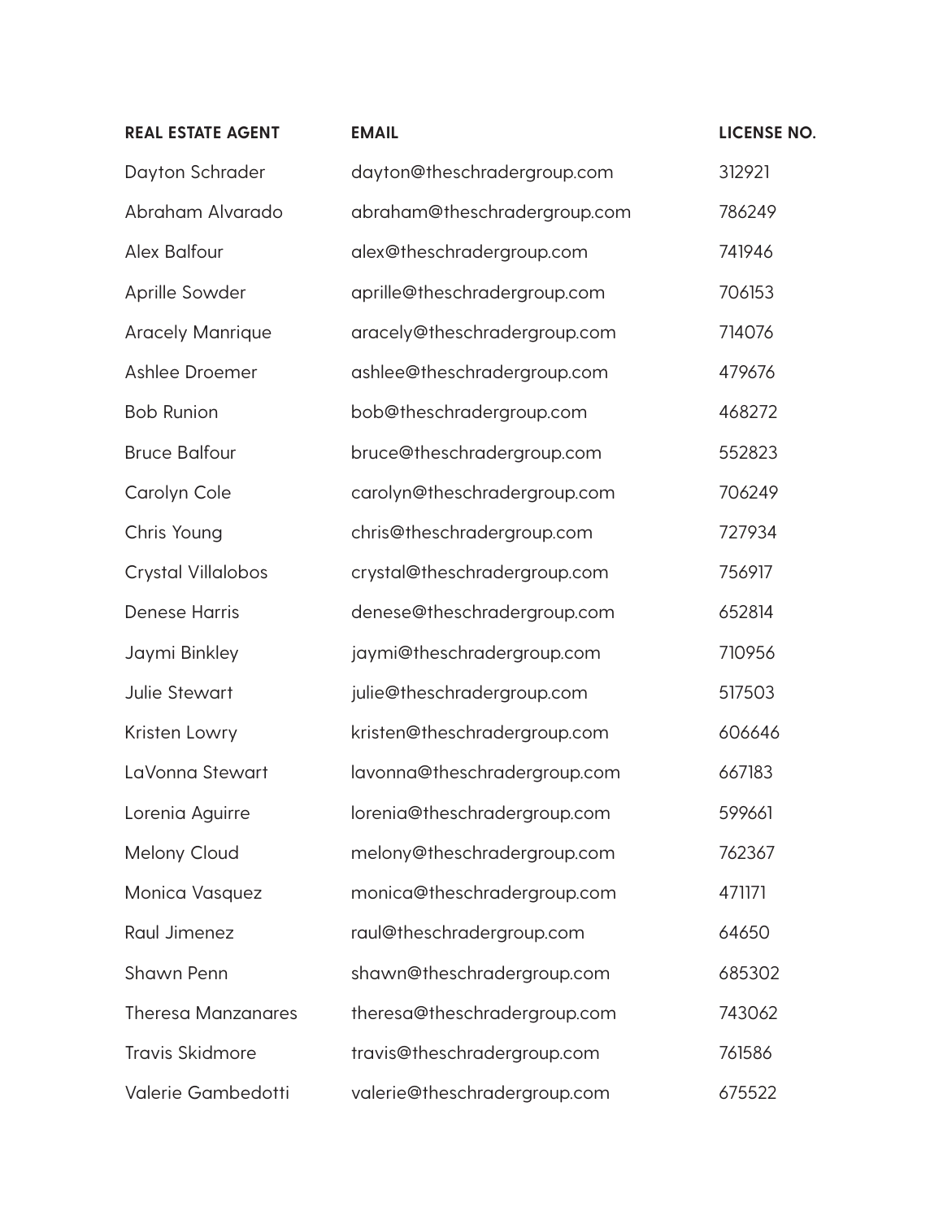| REAL ESTATE AGENT | EMAIL | LICENSE NO. |
|---|---|---|
| Dayton Schrader | dayton@theschradergroup.com | 312921 |
| Abraham Alvarado | abraham@theschradergroup.com | 786249 |
| Alex Balfour | alex@theschradergroup.com | 741946 |
| Aprille Sowder | aprille@theschradergroup.com | 706153 |
| Aracely Manrique | aracely@theschradergroup.com | 714076 |
| Ashlee Droemer | ashlee@theschradergroup.com | 479676 |
| Bob Runion | bob@theschradergroup.com | 468272 |
| Bruce Balfour | bruce@theschradergroup.com | 552823 |
| Carolyn Cole | carolyn@theschradergroup.com | 706249 |
| Chris Young | chris@theschradergroup.com | 727934 |
| Crystal Villalobos | crystal@theschradergroup.com | 756917 |
| Denese Harris | denese@theschradergroup.com | 652814 |
| Jaymi Binkley | jaymi@theschradergroup.com | 710956 |
| Julie Stewart | julie@theschradergroup.com | 517503 |
| Kristen Lowry | kristen@theschradergroup.com | 606646 |
| LaVonna Stewart | lavonna@theschradergroup.com | 667183 |
| Lorenia Aguirre | lorenia@theschradergroup.com | 599661 |
| Melony Cloud | melony@theschradergroup.com | 762367 |
| Monica Vasquez | monica@theschradergroup.com | 471171 |
| Raul Jimenez | raul@theschradergroup.com | 64650 |
| Shawn Penn | shawn@theschradergroup.com | 685302 |
| Theresa Manzanares | theresa@theschradergroup.com | 743062 |
| Travis Skidmore | travis@theschradergroup.com | 761586 |
| Valerie Gambedotti | valerie@theschradergroup.com | 675522 |